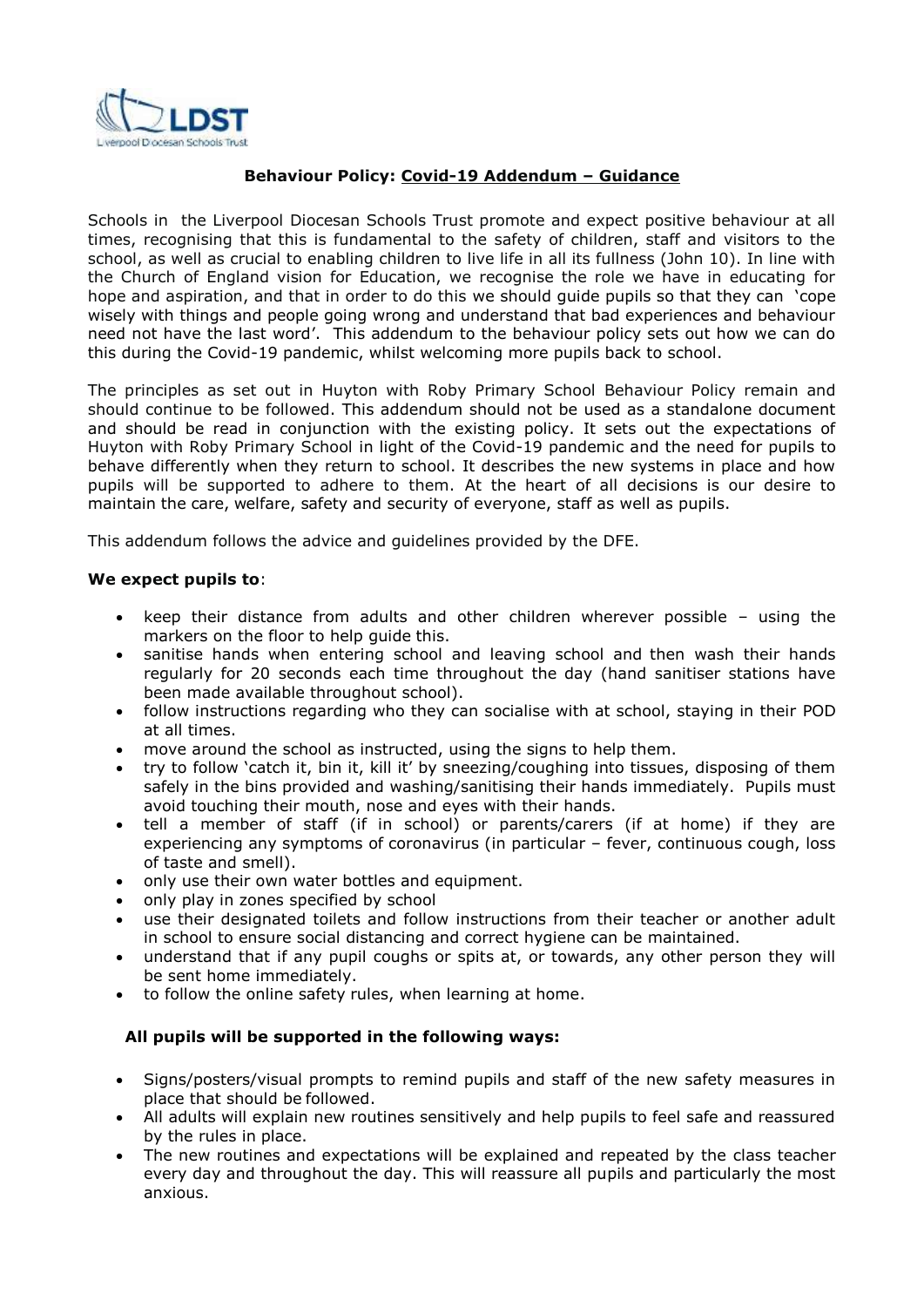# Behaviour Policy: Covid-19 Addendum – Guidance

Schools in the Liverpool Diocesan Schools Trust promote and expect positive behaviour at all times, recognising that this is fundamental to the safety of children, staff and visitors to the school, as well as crucial to enabling children to live life in all its fullness (John 10). In line with the Church of England vision for Education, we recognise the role we have in educating for hope and aspiration, and that in order to do this we should guide pupils so that they can 'cope wisely with things and people going wrong and understand that bad experiences and behaviour need not have the last word'. This addendum to the behaviour policy sets out how we can do this during the Covid-19 pandemic, whilst welcoming more pupils back to school.

The principles as set out in Huyton with Roby Primary School Behaviour Policy remain and should continue to be followed. This addendum should not be used as a standalone document and should be read in conjunction with the existing policy. It sets out the expectations of Huyton with Roby Primary School in light of the Covid-19 pandemic and the need for pupils to behave differently when they return to school. It describes the new systems in place and how pupils will be supported to adhere to them. At the heart of all decisions is our desire to maintain the care, welfare, safety and security of everyone, staff as well as pupils.

This addendum follows the advice and guidelines provided by the DFE.

**We expect pupils to**:

- keep their distance from adults and other children wherever possible – using the markers on the floor to help guide this.
- sanitise hands when entering school and leaving school and then wash their hands regularly for 20 seconds each time throughout the day (hand sanitiser stations have been made available throughout school).
- follow instructions regarding who they can socialise with at school, staying in their POD at all times.
- move around the school as instructed, using the signs to help them.
- try to follow 'catch it, bin it, kill it' by sneezing/coughing into tissues, disposing of them safely in the bins provided and washing/sanitising their hands immediately. Pupils must avoid touching their mouth, nose and eyes with their hands.
- tell a member of staff (if in school) or parents/carers (if at home) if they are experiencing any symptoms of coronavirus (in particular – fever, continuous cough, loss of taste and smell).
- only use their own water bottles and equipment.
- only play in zones specified by school
- use their designated toilets and follow instructions from their teacher or another adult in school to ensure social distancing and correct hygiene can be maintained.
- understand that if any pupil coughs or spits at, or towards, any other person they will be sent home immediately.
- to follow the online safety rules, when learning at home.

**All pupils will be supported in the following ways:**

- Signs/posters/visual prompts to remind pupils and staff of the new safety measures in place that should be followed.
- All adults will explain new routines sensitively and help pupils to feel safe and reassured by the rules in place.
- The new routines and expectations will be explained and repeated by the class teacher every day and throughout the day. This will reassure all pupils and particularly the most anxious.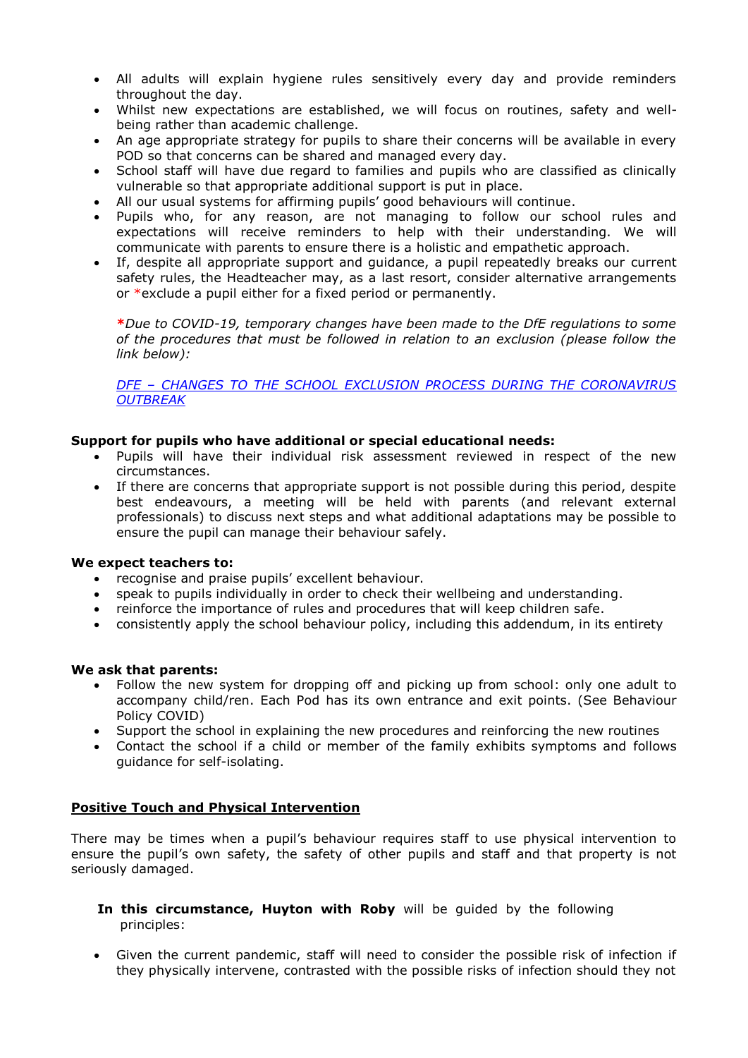- All adults will explain hygiene rules sensitively every day and provide reminders throughout the day.
- Whilst new expectations are established, we will focus on routines, safety and well-being rather than academic challenge.
- An age appropriate strategy for pupils to share their concerns will be available in every POD so that concerns can be shared and managed every day.
- School staff will have due regard to families and pupils who are classified as clinically vulnerable so that appropriate additional support is put in place.
- All our usual systems for affirming pupils' good behaviours will continue.
- Pupils who, for any reason, are not managing to follow our school rules and expectations will receive reminders to help with their understanding. We will communicate with parents to ensure there is a holistic and empathetic approach.
- If, despite all appropriate support and guidance, a pupil repeatedly breaks our current safety rules, the Headteacher may, as a last resort, consider alternative arrangements or *exclude a pupil either for a fixed period or permanently.

  ***Due to COVID-19, temporary changes have been made to the DfE regulations to some of the procedures that must be followed in relation to an exclusion (please follow the link below):***

  [DFE – CHANGES TO THE SCHOOL EXCLUSION PROCESS DURING THE CORONAVIRUS OUTBREAK]()

**Support for pupils who have additional or special educational needs:**

- Pupils will have their individual risk assessment reviewed in respect of the new circumstances.
- If there are concerns that appropriate support is not possible during this period, despite best endeavours, a meeting will be held with parents (and relevant external professionals) to discuss next steps and what additional adaptations may be possible to ensure the pupil can manage their behaviour safely.

**We expect teachers to:**

- recognise and praise pupils' excellent behaviour.
- speak to pupils individually in order to check their wellbeing and understanding.
- reinforce the importance of rules and procedures that will keep children safe.
- consistently apply the school behaviour policy, including this addendum, in its entirety

**We ask that parents:**

- Follow the new system for dropping off and picking up from school: only one adult to accompany child/ren. Each Pod has its own entrance and exit points. (See Behaviour Policy COVID)
- Support the school in explaining the new procedures and reinforcing the new routines
- Contact the school if a child or member of the family exhibits symptoms and follows guidance for self-isolating.

**<u>Positive Touch and Physical Intervention</u>**

There may be times when a pupil's behaviour requires staff to use physical intervention to ensure the pupil's own safety, the safety of other pupils and staff and that property is not seriously damaged.

**In this circumstance, Huyton with Roby** will be guided by the following principles:

- Given the current pandemic, staff will need to consider the possible risk of infection if they physically intervene, contrasted with the possible risks of infection should they not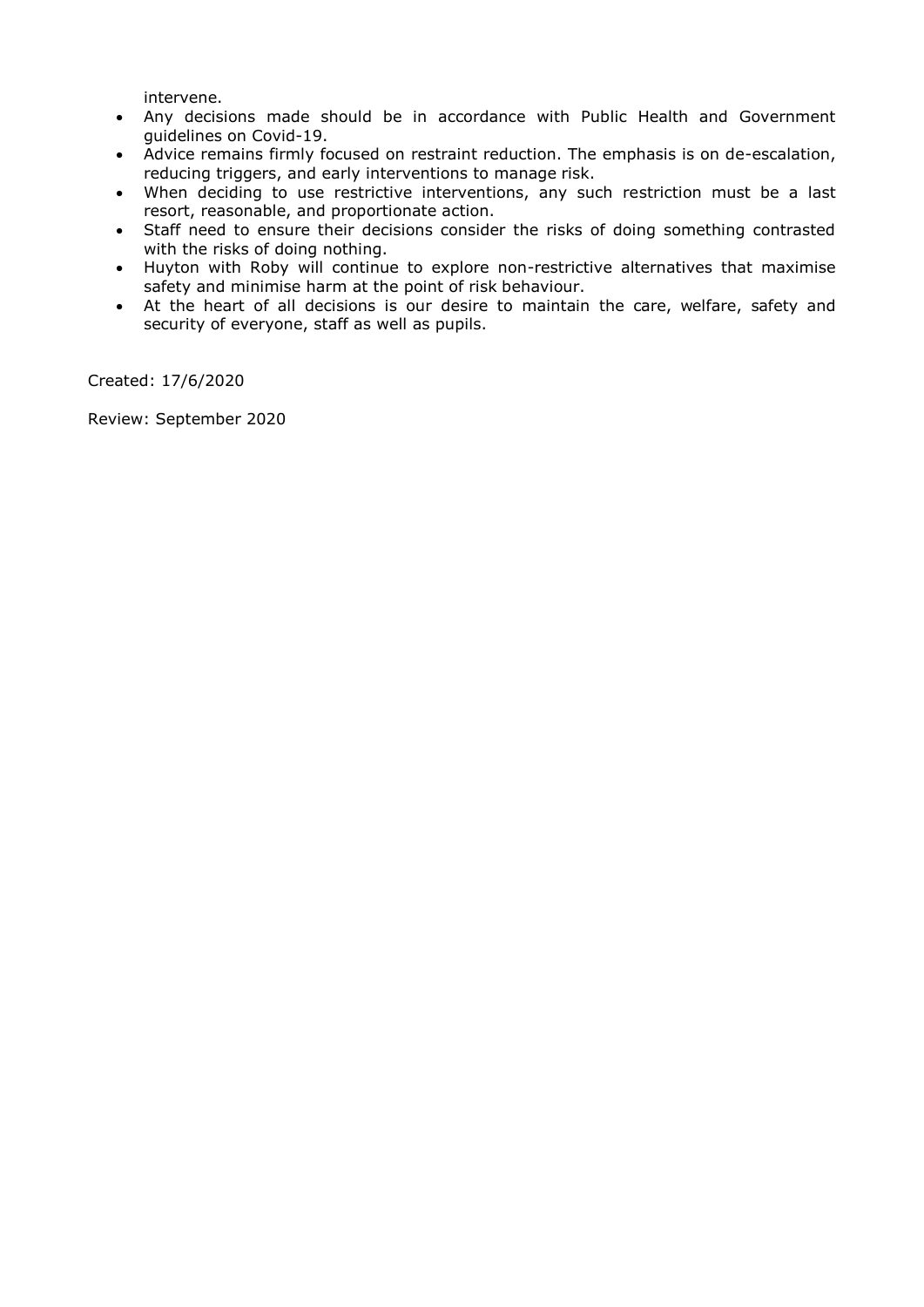intervene.

- Any decisions made should be in accordance with Public Health and Government guidelines on Covid-19.
- Advice remains firmly focused on restraint reduction. The emphasis is on de-escalation, reducing triggers, and early interventions to manage risk.
- When deciding to use restrictive interventions, any such restriction must be a last resort, reasonable, and proportionate action.
- Staff need to ensure their decisions consider the risks of doing something contrasted with the risks of doing nothing.
- Huyton with Roby will continue to explore non-restrictive alternatives that maximise safety and minimise harm at the point of risk behaviour.
- At the heart of all decisions is our desire to maintain the care, welfare, safety and security of everyone, staff as well as pupils.

Created: 17/6/2020

Review: September 2020